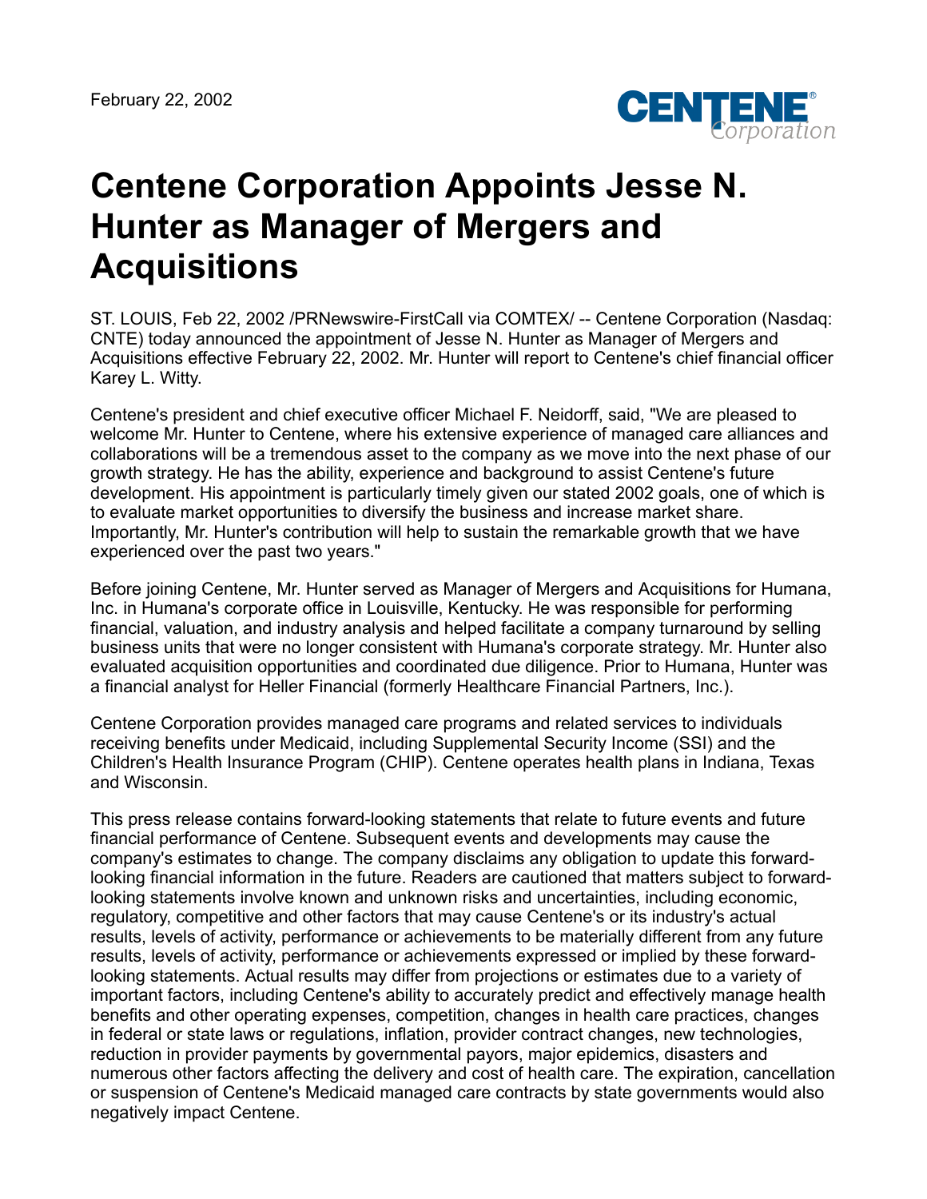February 22, 2002

# Centene Corporation Appoints Jesse N. Hunter as Manager of Mergers and Acquisitions

ST. LOUIS, Feb 22, 2002 /PRNewswire-FirstCall via COMTEX/ -- Centene Corporation (Nasdaq: CNTE) today announced the appointment of Jesse N. Hunter as Manager of Mergers and Acquisitions effective February 22, 2002. Mr. Hunter will report to Centene's chief financial officer Karey L. Witty.

Centene's president and chief executive officer Michael F. Neidorff, said, "We are pleased to welcome Mr. Hunter to Centene, where his extensive experience of managed care alliances and collaborations will be a tremendous asset to the company as we move into the next phase of our growth strategy. He has the ability, experience and background to assist Centene's future development. His appointment is particularly timely given our stated 2002 goals, one of which is to evaluate market opportunities to diversify the business and increase market share. Importantly, Mr. Hunter's contribution will help to sustain the remarkable growth that we have experienced over the past two years."

Before joining Centene, Mr. Hunter served as Manager of Mergers and Acquisitions for Humana, Inc. in Humana's corporate office in Louisville, Kentucky. He was responsible for performing financial, valuation, and industry analysis and helped facilitate a company turnaround by selling business units that were no longer consistent with Humana's corporate strategy. Mr. Hunter also evaluated acquisition opportunities and coordinated due diligence. Prior to Humana, Hunter was a financial analyst for Heller Financial (formerly Healthcare Financial Partners, Inc.).

Centene Corporation provides managed care programs and related services to individuals receiving benefits under Medicaid, including Supplemental Security Income (SSI) and the Children's Health Insurance Program (CHIP). Centene operates health plans in Indiana, Texas and Wisconsin.

This press release contains forward-looking statements that relate to future events and future financial performance of Centene. Subsequent events and developments may cause the company's estimates to change. The company disclaims any obligation to update this forward-looking financial information in the future. Readers are cautioned that matters subject to forward-looking statements involve known and unknown risks and uncertainties, including economic, regulatory, competitive and other factors that may cause Centene's or its industry's actual results, levels of activity, performance or achievements to be materially different from any future results, levels of activity, performance or achievements expressed or implied by these forward-looking statements. Actual results may differ from projections or estimates due to a variety of important factors, including Centene's ability to accurately predict and effectively manage health benefits and other operating expenses, competition, changes in health care practices, changes in federal or state laws or regulations, inflation, provider contract changes, new technologies, reduction in provider payments by governmental payors, major epidemics, disasters and numerous other factors affecting the delivery and cost of health care. The expiration, cancellation or suspension of Centene's Medicaid managed care contracts by state governments would also negatively impact Centene.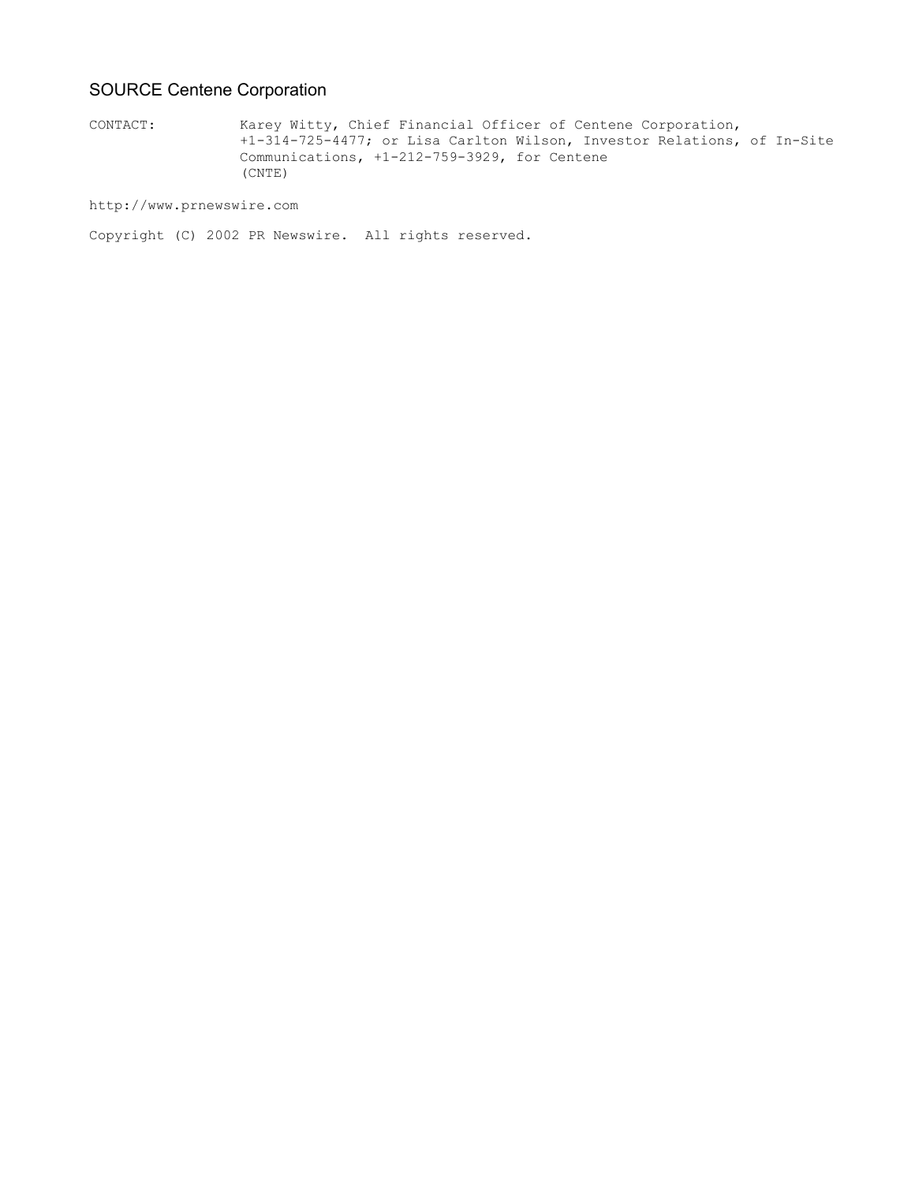SOURCE Centene Corporation

CONTACT: Karey Witty, Chief Financial Officer of Centene Corporation, +1-314-725-4477; or Lisa Carlton Wilson, Investor Relations, of In-Site Communications, +1-212-759-3929, for Centene (CNTE)

http://www.prnewswire.com

Copyright (C) 2002 PR Newswire. All rights reserved.